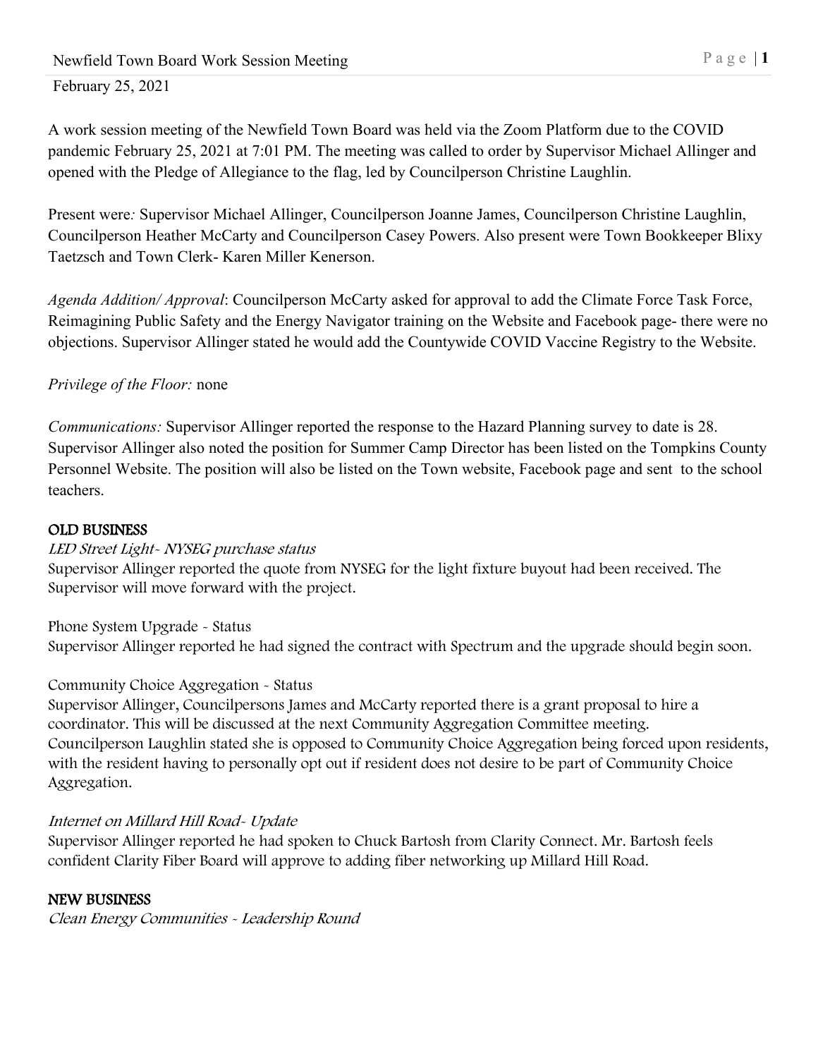February 25, 2021

A work session meeting of the Newfield Town Board was held via the Zoom Platform due to the COVID pandemic February 25, 2021 at 7:01 PM. The meeting was called to order by Supervisor Michael Allinger and opened with the Pledge of Allegiance to the flag, led by Councilperson Christine Laughlin.

Present were*:* Supervisor Michael Allinger, Councilperson Joanne James, Councilperson Christine Laughlin, Councilperson Heather McCarty and Councilperson Casey Powers. Also present were Town Bookkeeper Blixy Taetzsch and Town Clerk- Karen Miller Kenerson.

*Agenda Addition/ Approval*: Councilperson McCarty asked for approval to add the Climate Force Task Force, Reimagining Public Safety and the Energy Navigator training on the Website and Facebook page- there were no objections. Supervisor Allinger stated he would add the Countywide COVID Vaccine Registry to the Website.

*Privilege of the Floor:* none

*Communications:* Supervisor Allinger reported the response to the Hazard Planning survey to date is 28. Supervisor Allinger also noted the position for Summer Camp Director has been listed on the Tompkins County Personnel Website. The position will also be listed on the Town website, Facebook page and sent to the school teachers.

## OLD BUSINESS

*LED Street Light- NYSEG purchase status*

Supervisor Allinger reported the quote from NYSEG for the light fixture buyout had been received. The Supervisor will move forward with the project.

Phone System Upgrade - Status

Supervisor Allinger reported he had signed the contract with Spectrum and the upgrade should begin soon.

Community Choice Aggregation - Status

Supervisor Allinger, Councilpersons James and McCarty reported there is a grant proposal to hire a coordinator. This will be discussed at the next Community Aggregation Committee meeting. Councilperson Laughlin stated she is opposed to Community Choice Aggregation being forced upon residents, with the resident having to personally opt out if resident does not desire to be part of Community Choice Aggregation.

*Internet on Millard Hill Road- Update*

Supervisor Allinger reported he had spoken to Chuck Bartosh from Clarity Connect. Mr. Bartosh feels confident Clarity Fiber Board will approve to adding fiber networking up Millard Hill Road.

## NEW BUSINESS

*Clean Energy Communities - Leadership Round*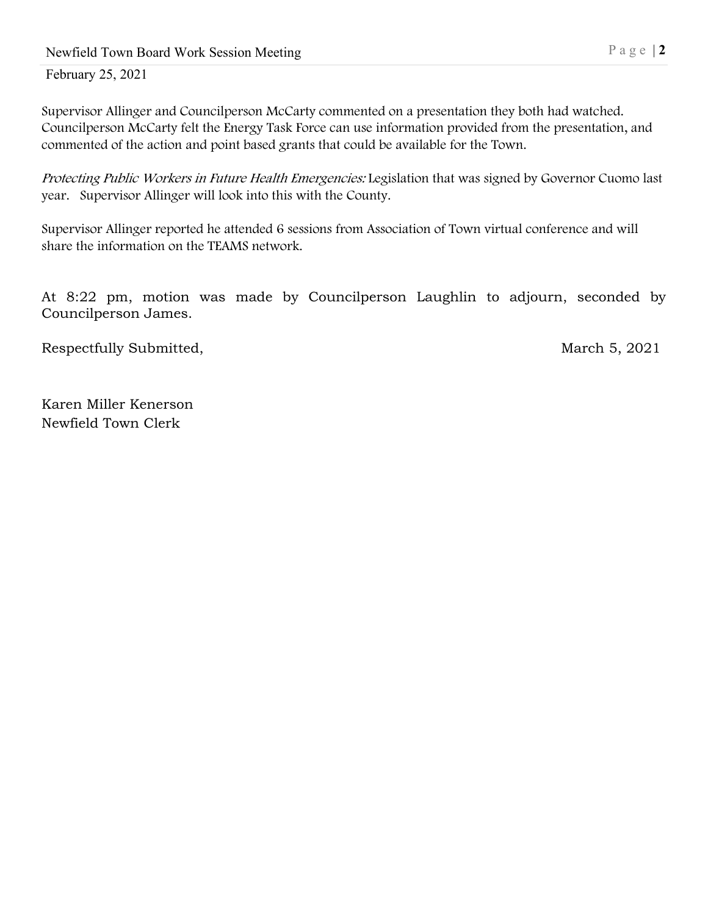Supervisor Allinger and Councilperson McCarty commented on a presentation they both had watched. Councilperson McCarty felt the Energy Task Force can use information provided from the presentation, and commented of the action and point based grants that could be available for the Town.

*Protecting Public Workers in Future Health Emergencies:* Legislation that was signed by Governor Cuomo last year. Supervisor Allinger will look into this with the County.

Supervisor Allinger reported he attended 6 sessions from Association of Town virtual conference and will share the information on the TEAMS network.

At 8:22 pm, motion was made by Councilperson Laughlin to adjourn, seconded by Councilperson James.

Respectfully Submitted, March 5, 2021

Karen Miller Kenerson
Newfield Town Clerk